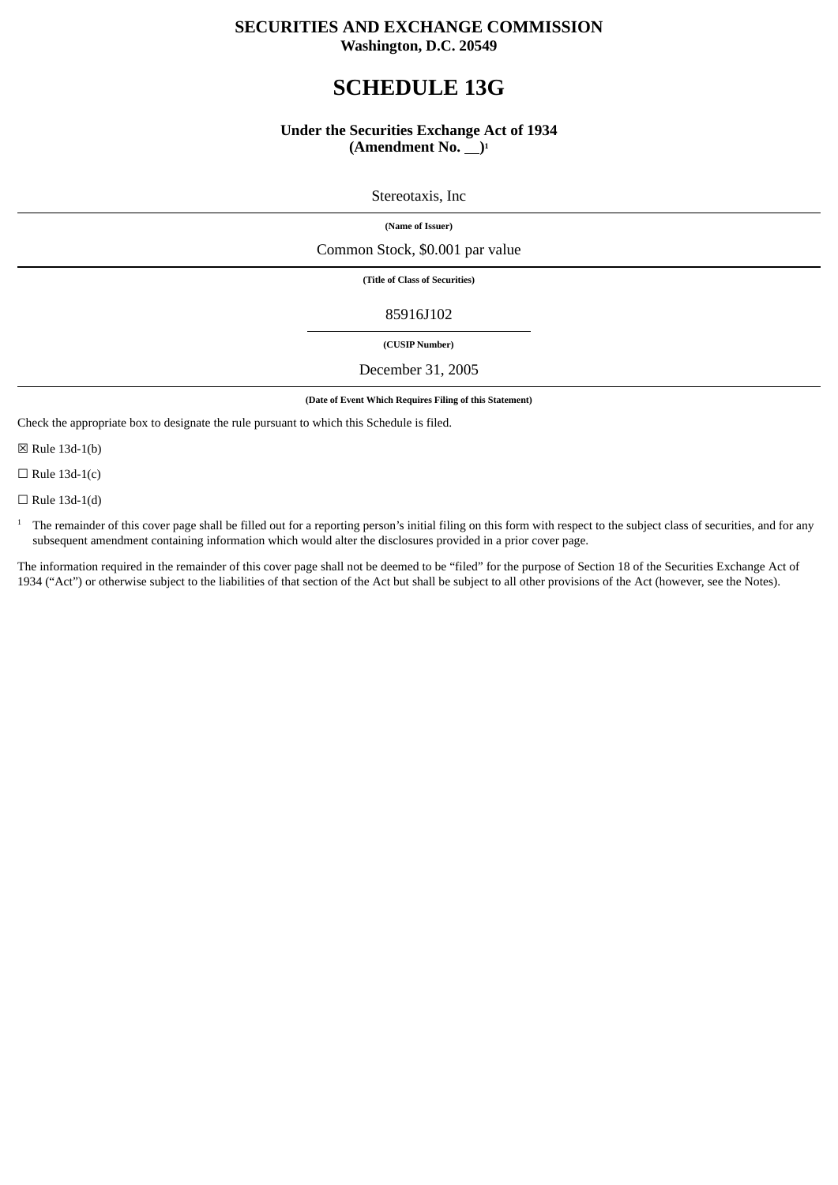**SECURITIES AND EXCHANGE COMMISSION**
**Washington, D.C. 20549**

# SCHEDULE 13G

**Under the Securities Exchange Act of 1934**
**(Amendment No. \_\_)**[1]

Stereotaxis, Inc

**(Name of Issuer)**

Common Stock, $0.001 par value

**(Title of Class of Securities)**

85916J102

**(CUSIP Number)**

December 31, 2005

**(Date of Event Which Requires Filing of this Statement)**

Check the appropriate box to designate the rule pursuant to which this Schedule is filed.

☒ Rule 13d-1(b)

☐ Rule 13d-1(c)

☐ Rule 13d-1(d)

[1] The remainder of this cover page shall be filled out for a reporting person's initial filing on this form with respect to the subject class of securities, and for any subsequent amendment containing information which would alter the disclosures provided in a prior cover page.

The information required in the remainder of this cover page shall not be deemed to be "filed" for the purpose of Section 18 of the Securities Exchange Act of 1934 ("Act") or otherwise subject to the liabilities of that section of the Act but shall be subject to all other provisions of the Act (however, see the Notes).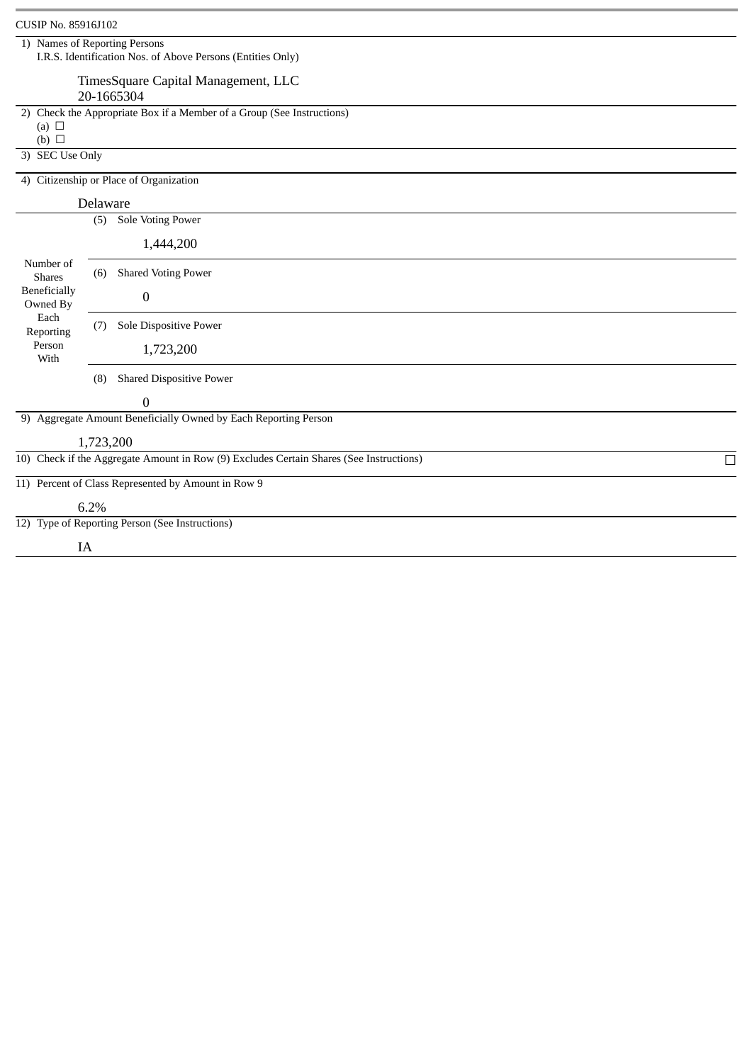CUSIP No. 85916J102

| | | |
|---|---|---|
| 1) | Names of Reporting Persons<br>I.R.S. Identification Nos. of Above Persons (Entities Only)<br><br>TimesSquare Capital Management, LLC<br>20-1665304 | |
| 2) | Check the Appropriate Box if a Member of a Group (See Instructions)<br>(a) ☐<br>(b) ☐ | |
| 3) | SEC Use Only | |
| 4) | Citizenship or Place of Organization<br><br>Delaware | |
| Number of Shares Beneficially Owned By Each Reporting Person With | (5) Sole Voting Power<br><br>1,444,200 | |
| | (6) Shared Voting Power<br><br>0 | |
| | (7) Sole Dispositive Power<br><br>1,723,200 | |
| | (8) Shared Dispositive Power<br><br>0 | |
| 9) | Aggregate Amount Beneficially Owned by Each Reporting Person<br><br>1,723,200 | |
| 10) | Check if the Aggregate Amount in Row (9) Excludes Certain Shares (See Instructions) | ☐ |
| 11) | Percent of Class Represented by Amount in Row 9<br><br>6.2% | |
| 12) | Type of Reporting Person (See Instructions)<br><br>IA | |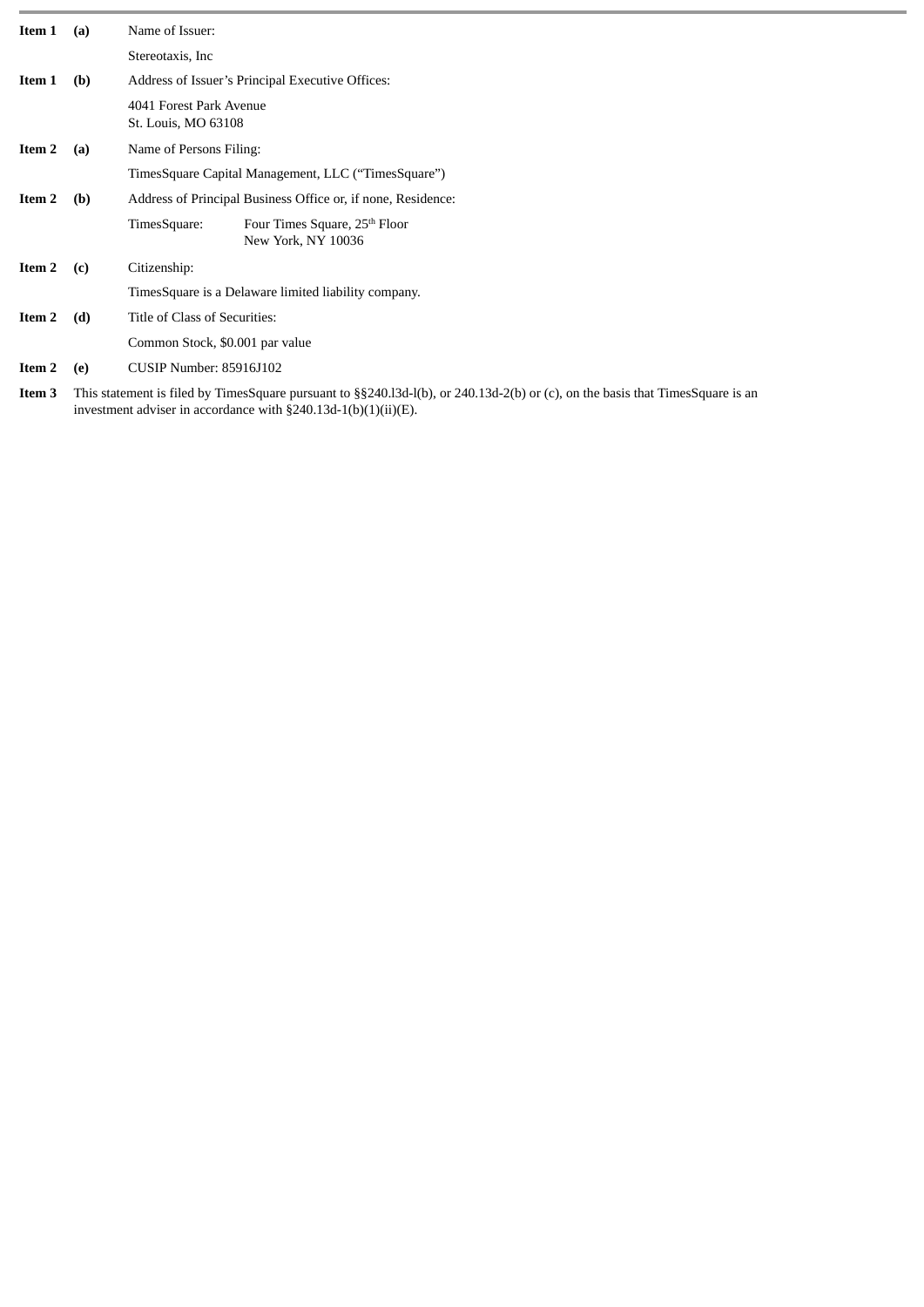**Item 1** **(a)** Name of Issuer:

Stereotaxis, Inc

**Item 1** **(b)** Address of Issuer's Principal Executive Offices:

4041 Forest Park Avenue
St. Louis, MO 63108

**Item 2** **(a)** Name of Persons Filing:

TimesSquare Capital Management, LLC ("TimesSquare")

**Item 2** **(b)** Address of Principal Business Office or, if none, Residence:

TimesSquare: Four Times Square, 25th Floor
New York, NY 10036

**Item 2** **(c)** Citizenship:

TimesSquare is a Delaware limited liability company.

**Item 2** **(d)** Title of Class of Securities:

Common Stock, $0.001 par value

**Item 2** **(e)** CUSIP Number: 85916J102

**Item 3** This statement is filed by TimesSquare pursuant to §§240.l3d-l(b), or 240.13d-2(b) or (c), on the basis that TimesSquare is an investment adviser in accordance with §240.13d-1(b)(1)(ii)(E).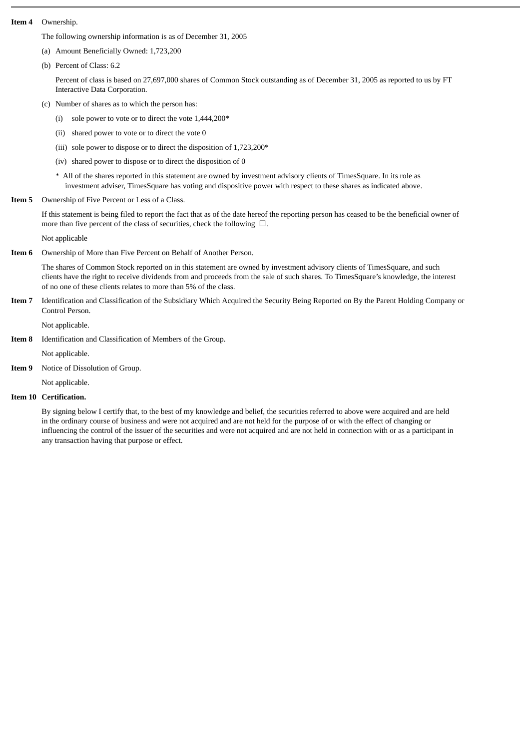**Item 4** Ownership.

The following ownership information is as of December 31, 2005

(a) Amount Beneficially Owned: 1,723,200

(b) Percent of Class: 6.2

Percent of class is based on 27,697,000 shares of Common Stock outstanding as of December 31, 2005 as reported to us by FT Interactive Data Corporation.

(c) Number of shares as to which the person has:

(i) sole power to vote or to direct the vote 1,444,200*

(ii) shared power to vote or to direct the vote 0

(iii) sole power to dispose or to direct the disposition of 1,723,200*

(iv) shared power to dispose or to direct the disposition of 0

\* All of the shares reported in this statement are owned by investment advisory clients of TimesSquare. In its role as investment adviser, TimesSquare has voting and dispositive power with respect to these shares as indicated above.

**Item 5** Ownership of Five Percent or Less of a Class.

If this statement is being filed to report the fact that as of the date hereof the reporting person has ceased to be the beneficial owner of more than five percent of the class of securities, check the following ☐.

Not applicable

**Item 6** Ownership of More than Five Percent on Behalf of Another Person.

The shares of Common Stock reported on in this statement are owned by investment advisory clients of TimesSquare, and such clients have the right to receive dividends from and proceeds from the sale of such shares. To TimesSquare's knowledge, the interest of no one of these clients relates to more than 5% of the class.

**Item 7** Identification and Classification of the Subsidiary Which Acquired the Security Being Reported on By the Parent Holding Company or Control Person.

Not applicable.

**Item 8** Identification and Classification of Members of the Group.

Not applicable.

**Item 9** Notice of Dissolution of Group.

Not applicable.

**Item 10** **Certification.**

By signing below I certify that, to the best of my knowledge and belief, the securities referred to above were acquired and are held in the ordinary course of business and were not acquired and are not held for the purpose of or with the effect of changing or influencing the control of the issuer of the securities and were not acquired and are not held in connection with or as a participant in any transaction having that purpose or effect.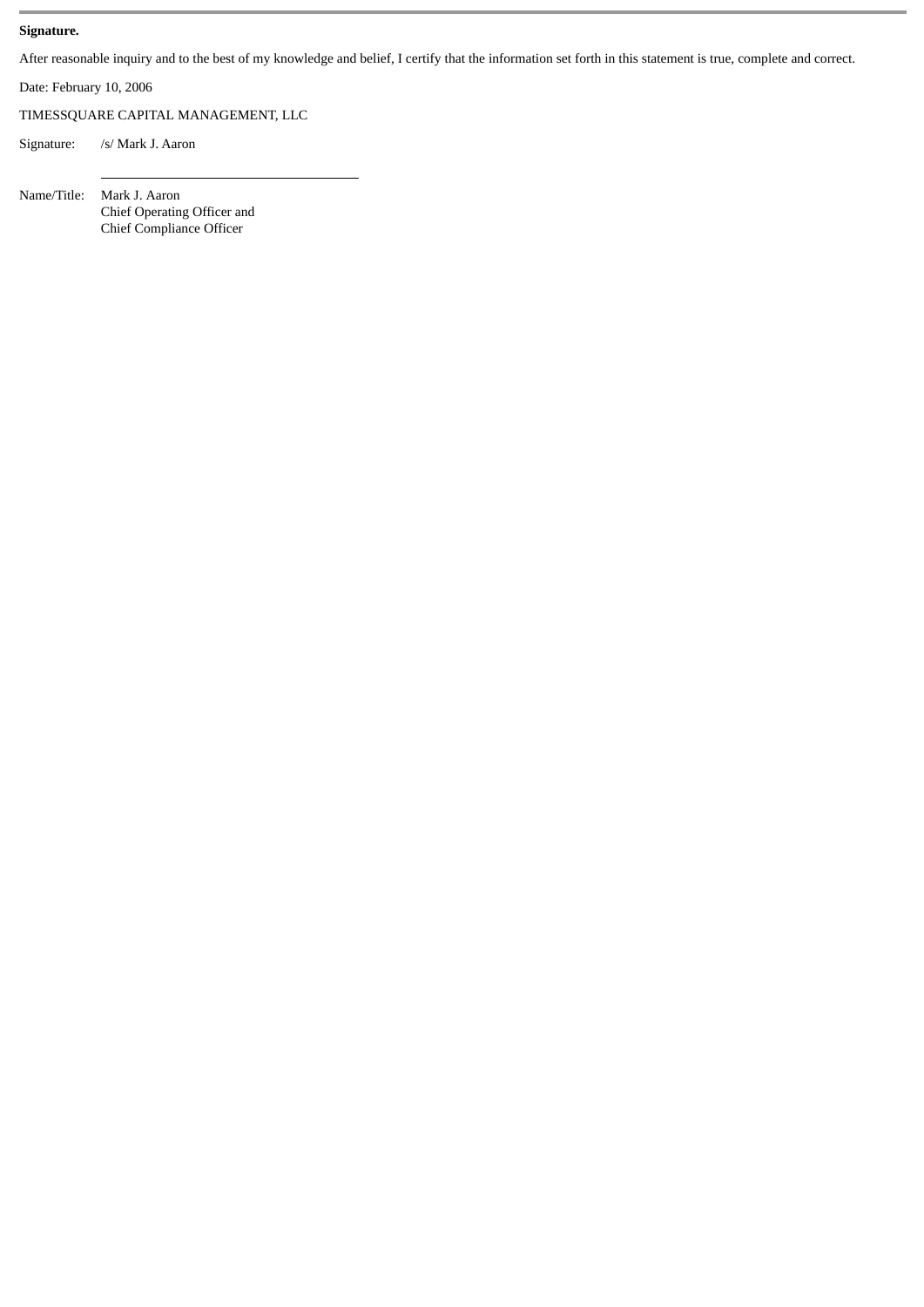**Signature.**

After reasonable inquiry and to the best of my knowledge and belief, I certify that the information set forth in this statement is true, complete and correct.

Date: February 10, 2006

TIMESSQUARE CAPITAL MANAGEMENT, LLC

Signature: /s/ Mark J. Aaron

Name/Title: Mark J. Aaron
Chief Operating Officer and
Chief Compliance Officer